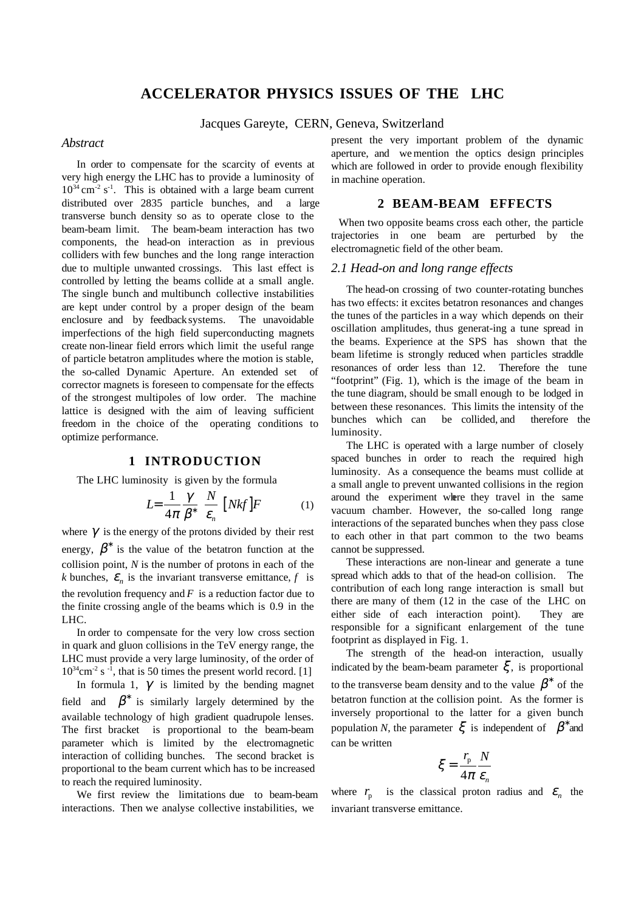# ACCELERATOR PHYSICS ISSUES OF THE LHC

Jacques Gareyte, CERN, Geneva, Switzerland

## *Abstract*

In order to compensate for the scarcity of events at very high energy the LHC has to provide a luminosity of $10^{34}$ cm$^{-2}$ s$^{-1}$. This is obtained with a large beam current distributed over 2835 particle bunches, and a large transverse bunch density so as to operate close to the beam-beam limit. The beam-beam interaction has two components, the head-on interaction as in previous colliders with few bunches and the long range interaction due to multiple unwanted crossings. This last effect is controlled by letting the beams collide at a small angle. The single bunch and multibunch collective instabilities are kept under control by a proper design of the beam enclosure and by feedback systems. The unavoidable imperfections of the high field superconducting magnets create non-linear field errors which limit the useful range of particle betatron amplitudes where the motion is stable, the so-called Dynamic Aperture. An extended set of corrector magnets is foreseen to compensate for the effects of the strongest multipoles of low order. The machine lattice is designed with the aim of leaving sufficient freedom in the choice of the operating conditions to optimize performance.

## 1 INTRODUCTION

The LHC luminosity is given by the formula

$$L = \frac{1}{4\pi}\frac{\gamma}{\beta^*}\,\frac{N}{\varepsilon_n}\,[Nkf]F \qquad (1)$$

where $\gamma$ is the energy of the protons divided by their rest energy, $\beta^*$ is the value of the betatron function at the collision point, *N* is the number of protons in each of the *k* bunches, $\varepsilon_n$ is the invariant transverse emittance, *f* is the revolution frequency and *F* is a reduction factor due to the finite crossing angle of the beams which is 0.9 in the LHC.

In order to compensate for the very low cross section in quark and gluon collisions in the TeV energy range, the LHC must provide a very large luminosity, of the order of $10^{34}$cm$^{-2}$ s$^{-1}$, that is 50 times the present world record. [1]

In formula 1, $\gamma$ is limited by the bending magnet field and $\beta^*$ is similarly largely determined by the available technology of high gradient quadrupole lenses. The first bracket is proportional to the beam-beam parameter which is limited by the electromagnetic interaction of colliding bunches. The second bracket is proportional to the beam current which has to be increased to reach the required luminosity.

We first review the limitations due to beam-beam interactions. Then we analyse collective instabilities, we present the very important problem of the dynamic aperture, and we mention the optics design principles which are followed in order to provide enough flexibility in machine operation.

## 2 BEAM-BEAM EFFECTS

When two opposite beams cross each other, the particle trajectories in one beam are perturbed by the electromagnetic field of the other beam.

### *2.1 Head-on and long range effects*

The head-on crossing of two counter-rotating bunches has two effects: it excites betatron resonances and changes the tunes of the particles in a way which depends on their oscillation amplitudes, thus generat-ing a tune spread in the beams. Experience at the SPS has shown that the beam lifetime is strongly reduced when particles straddle resonances of order less than 12. Therefore the tune "footprint" (Fig. 1), which is the image of the beam in the tune diagram, should be small enough to be lodged in between these resonances. This limits the intensity of the bunches which can be collided, and therefore the luminosity.

The LHC is operated with a large number of closely spaced bunches in order to reach the required high luminosity. As a consequence the beams must collide at a small angle to prevent unwanted collisions in the region around the experiment where they travel in the same vacuum chamber. However, the so-called long range interactions of the separated bunches when they pass close to each other in that part common to the two beams cannot be suppressed.

These interactions are non-linear and generate a tune spread which adds to that of the head-on collision. The contribution of each long range interaction is small but there are many of them (12 in the case of the LHC on either side of each interaction point). They are responsible for a significant enlargement of the tune footprint as displayed in Fig. 1.

The strength of the head-on interaction, usually indicated by the beam-beam parameter $\xi$, is proportional to the transverse beam density and to the value $\beta^*$ of the betatron function at the collision point. As the former is inversely proportional to the latter for a given bunch population *N*, the parameter $\xi$ is independent of $\beta^*$ and can be written

$$\xi = \frac{r_p}{4\pi}\frac{N}{\varepsilon_n}$$

where $r_p$ is the classical proton radius and $\varepsilon_n$ the invariant transverse emittance.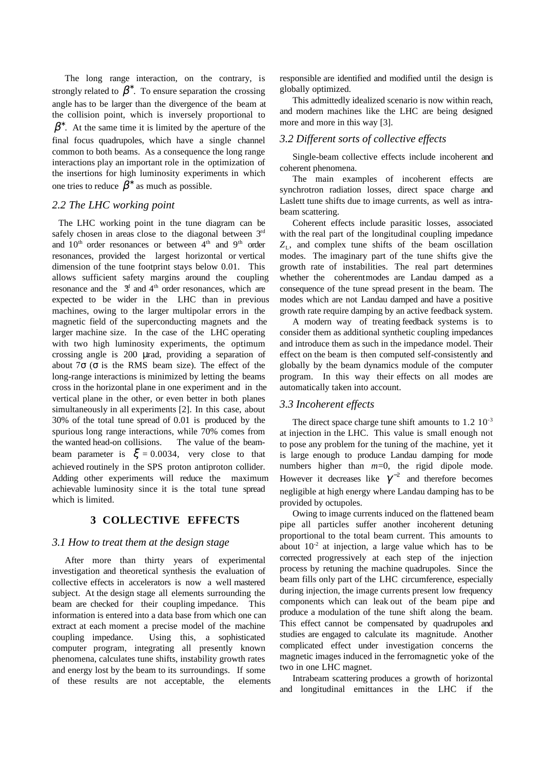The long range interaction, on the contrary, is strongly related to $\beta^*$. To ensure separation the crossing angle has to be larger than the divergence of the beam at the collision point, which is inversely proportional to $\beta^*$. At the same time it is limited by the aperture of the final focus quadrupoles, which have a single channel common to both beams. As a consequence the long range interactions play an important role in the optimization of the insertions for high luminosity experiments in which one tries to reduce $\beta^*$ as much as possible.

### *2.2 The LHC working point*

The LHC working point in the tune diagram can be safely chosen in areas close to the diagonal between 3rd and 10th order resonances or between 4th and 9th order resonances, provided the largest horizontal or vertical dimension of the tune footprint stays below 0.01. This allows sufficient safety margins around the coupling resonance and the 3rd and 4th order resonances, which are expected to be wider in the LHC than in previous machines, owing to the larger multipolar errors in the magnetic field of the superconducting magnets and the larger machine size. In the case of the LHC operating with two high luminosity experiments, the optimum crossing angle is 200 μrad, providing a separation of about 7σ (σ is the RMS beam size). The effect of the long-range interactions is minimized by letting the beams cross in the horizontal plane in one experiment and in the vertical plane in the other, or even better in both planes simultaneously in all experiments [2]. In this case, about 30% of the total tune spread of 0.01 is produced by the spurious long range interactions, while 70% comes from the wanted head-on collisions. The value of the beam-beam parameter is $\xi = 0.0034$, very close to that achieved routinely in the SPS proton antiproton collider. Adding other experiments will reduce the maximum achievable luminosity since it is the total tune spread which is limited.

## 3 COLLECTIVE EFFECTS

### *3.1 How to treat them at the design stage*

After more than thirty years of experimental investigation and theoretical synthesis the evaluation of collective effects in accelerators is now a well mastered subject. At the design stage all elements surrounding the beam are checked for their coupling impedance. This information is entered into a data base from which one can extract at each moment a precise model of the machine coupling impedance. Using this, a sophisticated computer program, integrating all presently known phenomena, calculates tune shifts, instability growth rates and energy lost by the beam to its surroundings. If some of these results are not acceptable, the elements responsible are identified and modified until the design is globally optimized.

This admittedly idealized scenario is now within reach, and modern machines like the LHC are being designed more and more in this way [3].

### *3.2 Different sorts of collective effects*

Single-beam collective effects include incoherent and coherent phenomena.

The main examples of incoherent effects are synchrotron radiation losses, direct space charge and Laslett tune shifts due to image currents, as well as intra-beam scattering.

Coherent effects include parasitic losses, associated with the real part of the longitudinal coupling impedance $Z_L$, and complex tune shifts of the beam oscillation modes. The imaginary part of the tune shifts give the growth rate of instabilities. The real part determines whether the coherent modes are Landau damped as a consequence of the tune spread present in the beam. The modes which are not Landau damped and have a positive growth rate require damping by an active feedback system.

A modern way of treating feedback systems is to consider them as additional synthetic coupling impedances and introduce them as such in the impedance model. Their effect on the beam is then computed self-consistently and globally by the beam dynamics module of the computer program. In this way their effects on all modes are automatically taken into account.

### *3.3 Incoherent effects*

The direct space charge tune shift amounts to $1.2\ 10^{-3}$ at injection in the LHC. This value is small enough not to pose any problem for the tuning of the machine, yet it is large enough to produce Landau damping for mode numbers higher than $m=0$, the rigid dipole mode. However it decreases like $\gamma^{-2}$ and therefore becomes negligible at high energy where Landau damping has to be provided by octupoles.

Owing to image currents induced on the flattened beam pipe all particles suffer another incoherent detuning proportional to the total beam current. This amounts to about $10^{-2}$ at injection, a large value which has to be corrected progressively at each step of the injection process by retuning the machine quadrupoles. Since the beam fills only part of the LHC circumference, especially during injection, the image currents present low frequency components which can leak out of the beam pipe and produce a modulation of the tune shift along the beam. This effect cannot be compensated by quadrupoles and studies are engaged to calculate its magnitude. Another complicated effect under investigation concerns the magnetic images induced in the ferromagnetic yoke of the two in one LHC magnet.

Intrabeam scattering produces a growth of horizontal and longitudinal emittances in the LHC if the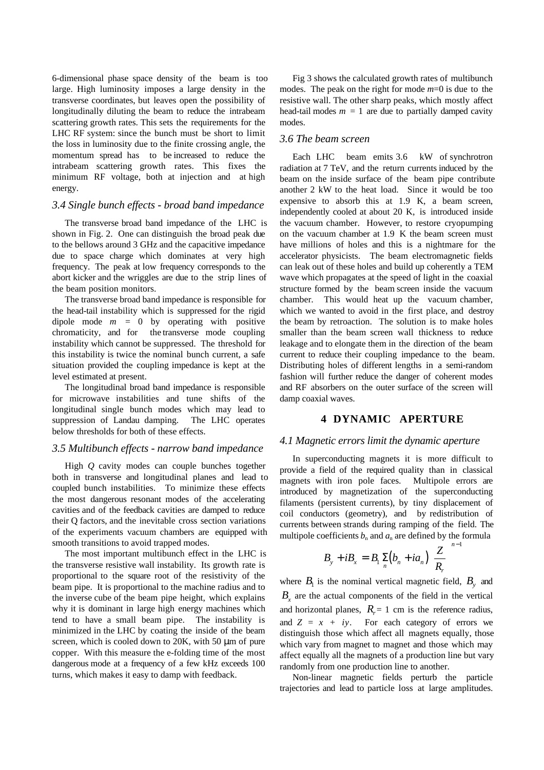6-dimensional phase space density of the beam is too large. High luminosity imposes a large density in the transverse coordinates, but leaves open the possibility of longitudinally diluting the beam to reduce the intrabeam scattering growth rates. This sets the requirements for the LHC RF system: since the bunch must be short to limit the loss in luminosity due to the finite crossing angle, the momentum spread has to be increased to reduce the intrabeam scattering growth rates. This fixes the minimum RF voltage, both at injection and at high energy.

### *3.4 Single bunch effects - broad band impedance*

The transverse broad band impedance of the LHC is shown in Fig. 2. One can distinguish the broad peak due to the bellows around 3 GHz and the capacitive impedance due to space charge which dominates at very high frequency. The peak at low frequency corresponds to the abort kicker and the wriggles are due to the strip lines of the beam position monitors.

The transverse broad band impedance is responsible for the head-tail instability which is suppressed for the rigid dipole mode $m = 0$ by operating with positive chromaticity, and for the transverse mode coupling instability which cannot be suppressed. The threshold for this instability is twice the nominal bunch current, a safe situation provided the coupling impedance is kept at the level estimated at present.

The longitudinal broad band impedance is responsible for microwave instabilities and tune shifts of the longitudinal single bunch modes which may lead to suppression of Landau damping. The LHC operates below thresholds for both of these effects.

### *3.5 Multibunch effects - narrow band impedance*

High $Q$ cavity modes can couple bunches together both in transverse and longitudinal planes and lead to coupled bunch instabilities. To minimize these effects the most dangerous resonant modes of the accelerating cavities and of the feedback cavities are damped to reduce their Q factors, and the inevitable cross section variations of the experiments vacuum chambers are equipped with smooth transitions to avoid trapped modes.

The most important multibunch effect in the LHC is the transverse resistive wall instability. Its growth rate is proportional to the square root of the resistivity of the beam pipe. It is proportional to the machine radius and to the inverse cube of the beam pipe height, which explains why it is dominant in large high energy machines which tend to have a small beam pipe. The instability is minimized in the LHC by coating the inside of the beam screen, which is cooled down to 20K, with 50 μm of pure copper. With this measure the e-folding time of the most dangerous mode at a frequency of a few kHz exceeds 100 turns, which makes it easy to damp with feedback.

Fig 3 shows the calculated growth rates of multibunch modes. The peak on the right for mode $m$=0 is due to the resistive wall. The other sharp peaks, which mostly affect head-tail modes $m = 1$ are due to partially damped cavity modes.

### *3.6 The beam screen*

Each LHC beam emits 3.6 kW of synchrotron radiation at 7 TeV, and the return currents induced by the beam on the inside surface of the beam pipe contribute another 2 kW to the heat load. Since it would be too expensive to absorb this at 1.9 K, a beam screen, independently cooled at about 20 K, is introduced inside the vacuum chamber. However, to restore cryopumping on the vacuum chamber at 1.9 K the beam screen must have millions of holes and this is a nightmare for the accelerator physicists. The beam electromagnetic fields can leak out of these holes and build up coherently a TEM wave which propagates at the speed of light in the coaxial structure formed by the beam screen inside the vacuum chamber. This would heat up the vacuum chamber, which we wanted to avoid in the first place, and destroy the beam by retroaction. The solution is to make holes smaller than the beam screen wall thickness to reduce leakage and to elongate them in the direction of the beam current to reduce their coupling impedance to the beam. Distributing holes of different lengths in a semi-random fashion will further reduce the danger of coherent modes and RF absorbers on the outer surface of the screen will damp coaxial waves.

## 4 DYNAMIC APERTURE

### *4.1 Magnetic errors limit the dynamic aperture*

In superconducting magnets it is more difficult to provide a field of the required quality than in classical magnets with iron pole faces. Multipole errors are introduced by magnetization of the superconducting filaments (persistent currents), by tiny displacement of coil conductors (geometry), and by redistribution of currents between strands during ramping of the field. The multipole coefficients $b_n$ and $a_n$ are defined by the formula

$$B_y + iB_x = B_1 \sum_n \left(b_n + ia_n\right) \left(\frac{Z}{R_r}\right)^{n-1}$$

where $B_1$ is the nominal vertical magnetic field, $B_y$ and $B_x$ are the actual components of the field in the vertical and horizontal planes, $R_r$= 1 cm is the reference radius, and $Z = x + iy$. For each category of errors we distinguish those which affect all magnets equally, those which vary from magnet to magnet and those which may affect equally all the magnets of a production line but vary randomly from one production line to another.

Non-linear magnetic fields perturb the particle trajectories and lead to particle loss at large amplitudes.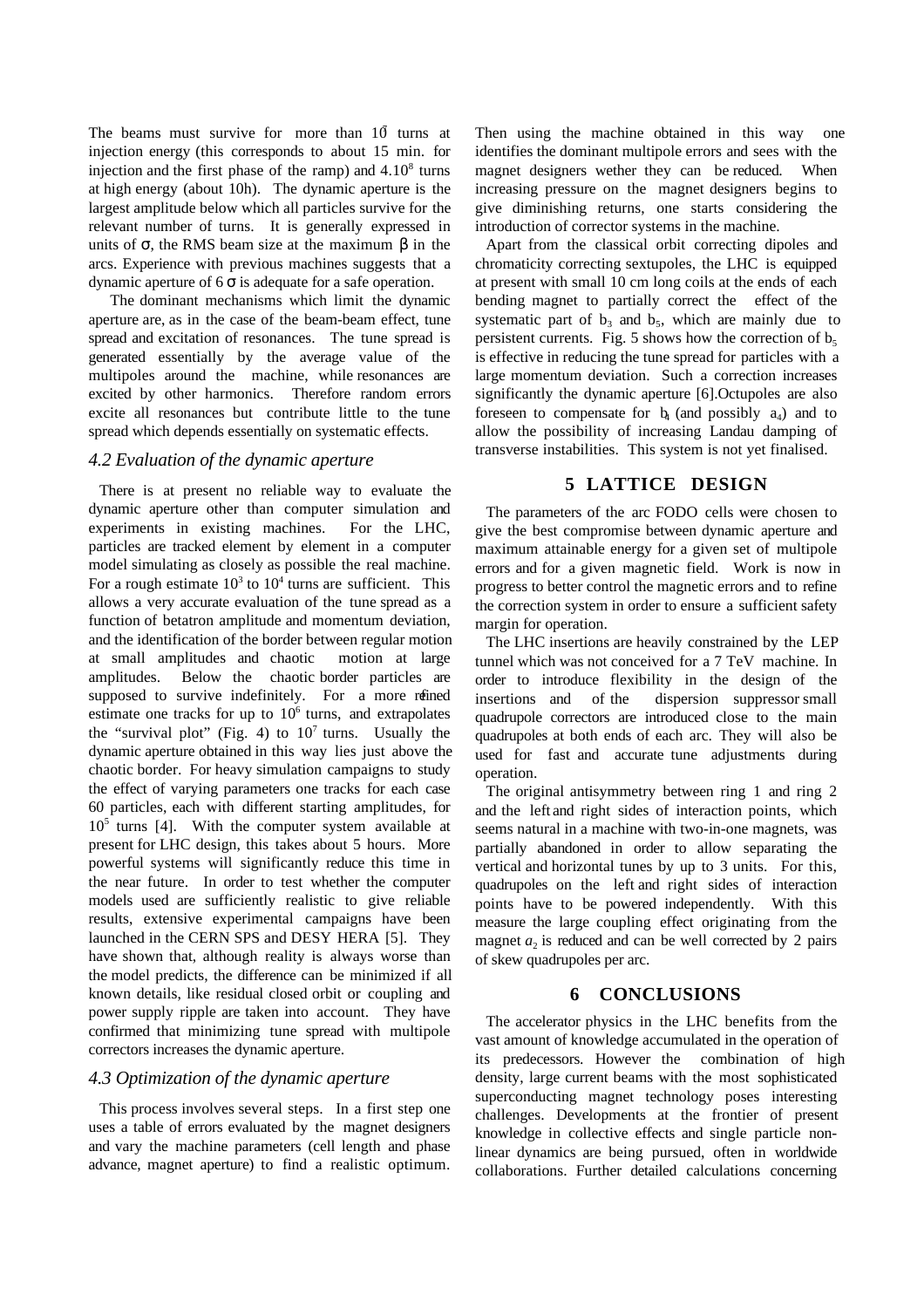The beams must survive for more than $10^7$ turns at injection energy (this corresponds to about 15 min. for injection and the first phase of the ramp) and $4.10^8$ turns at high energy (about 10h). The dynamic aperture is the largest amplitude below which all particles survive for the relevant number of turns. It is generally expressed in units of $\sigma$, the RMS beam size at the maximum $\beta$ in the arcs. Experience with previous machines suggests that a dynamic aperture of 6 $\sigma$ is adequate for a safe operation.

The dominant mechanisms which limit the dynamic aperture are, as in the case of the beam-beam effect, tune spread and excitation of resonances. The tune spread is generated essentially by the average value of the multipoles around the machine, while resonances are excited by other harmonics. Therefore random errors excite all resonances but contribute little to the tune spread which depends essentially on systematic effects.

### *4.2 Evaluation of the dynamic aperture*

There is at present no reliable way to evaluate the dynamic aperture other than computer simulation and experiments in existing machines. For the LHC, particles are tracked element by element in a computer model simulating as closely as possible the real machine. For a rough estimate $10^3$ to $10^4$ turns are sufficient. This allows a very accurate evaluation of the tune spread as a function of betatron amplitude and momentum deviation, and the identification of the border between regular motion at small amplitudes and chaotic motion at large amplitudes. Below the chaotic border particles are supposed to survive indefinitely. For a more refined estimate one tracks for up to $10^6$ turns, and extrapolates the "survival plot" (Fig. 4) to $10^7$ turns. Usually the dynamic aperture obtained in this way lies just above the chaotic border. For heavy simulation campaigns to study the effect of varying parameters one tracks for each case 60 particles, each with different starting amplitudes, for $10^5$ turns [4]. With the computer system available at present for LHC design, this takes about 5 hours. More powerful systems will significantly reduce this time in the near future. In order to test whether the computer models used are sufficiently realistic to give reliable results, extensive experimental campaigns have been launched in the CERN SPS and DESY HERA [5]. They have shown that, although reality is always worse than the model predicts, the difference can be minimized if all known details, like residual closed orbit or coupling and power supply ripple are taken into account. They have confirmed that minimizing tune spread with multipole correctors increases the dynamic aperture.

### *4.3 Optimization of the dynamic aperture*

This process involves several steps. In a first step one uses a table of errors evaluated by the magnet designers and vary the machine parameters (cell length and phase advance, magnet aperture) to find a realistic optimum. Then using the machine obtained in this way one identifies the dominant multipole errors and sees with the magnet designers wether they can be reduced. When increasing pressure on the magnet designers begins to give diminishing returns, one starts considering the introduction of corrector systems in the machine.

Apart from the classical orbit correcting dipoles and chromaticity correcting sextupoles, the LHC is equipped at present with small 10 cm long coils at the ends of each bending magnet to partially correct the effect of the systematic part of $b_3$ and $b_5$, which are mainly due to persistent currents. Fig. 5 shows how the correction of $b_5$ is effective in reducing the tune spread for particles with a large momentum deviation. Such a correction increases significantly the dynamic aperture [6]. Octupoles are also foreseen to compensate for $b_4$ (and possibly $a_4$) and to allow the possibility of increasing Landau damping of transverse instabilities. This system is not yet finalised.

## 5 LATTICE DESIGN

The parameters of the arc FODO cells were chosen to give the best compromise between dynamic aperture and maximum attainable energy for a given set of multipole errors and for a given magnetic field. Work is now in progress to better control the magnetic errors and to refine the correction system in order to ensure a sufficient safety margin for operation.

The LHC insertions are heavily constrained by the LEP tunnel which was not conceived for a 7 TeV machine. In order to introduce flexibility in the design of the insertions and of the dispersion suppressor small quadrupole correctors are introduced close to the main quadrupoles at both ends of each arc. They will also be used for fast and accurate tune adjustments during operation.

The original antisymmetry between ring 1 and ring 2 and the left and right sides of interaction points, which seems natural in a machine with two-in-one magnets, was partially abandoned in order to allow separating the vertical and horizontal tunes by up to 3 units. For this, quadrupoles on the left and right sides of interaction points have to be powered independently. With this measure the large coupling effect originating from the magnet $a_2$ is reduced and can be well corrected by 2 pairs of skew quadrupoles per arc.

## 6 CONCLUSIONS

The accelerator physics in the LHC benefits from the vast amount of knowledge accumulated in the operation of its predecessors. However the combination of high density, large current beams with the most sophisticated superconducting magnet technology poses interesting challenges. Developments at the frontier of present knowledge in collective effects and single particle non-linear dynamics are being pursued, often in worldwide collaborations. Further detailed calculations concerning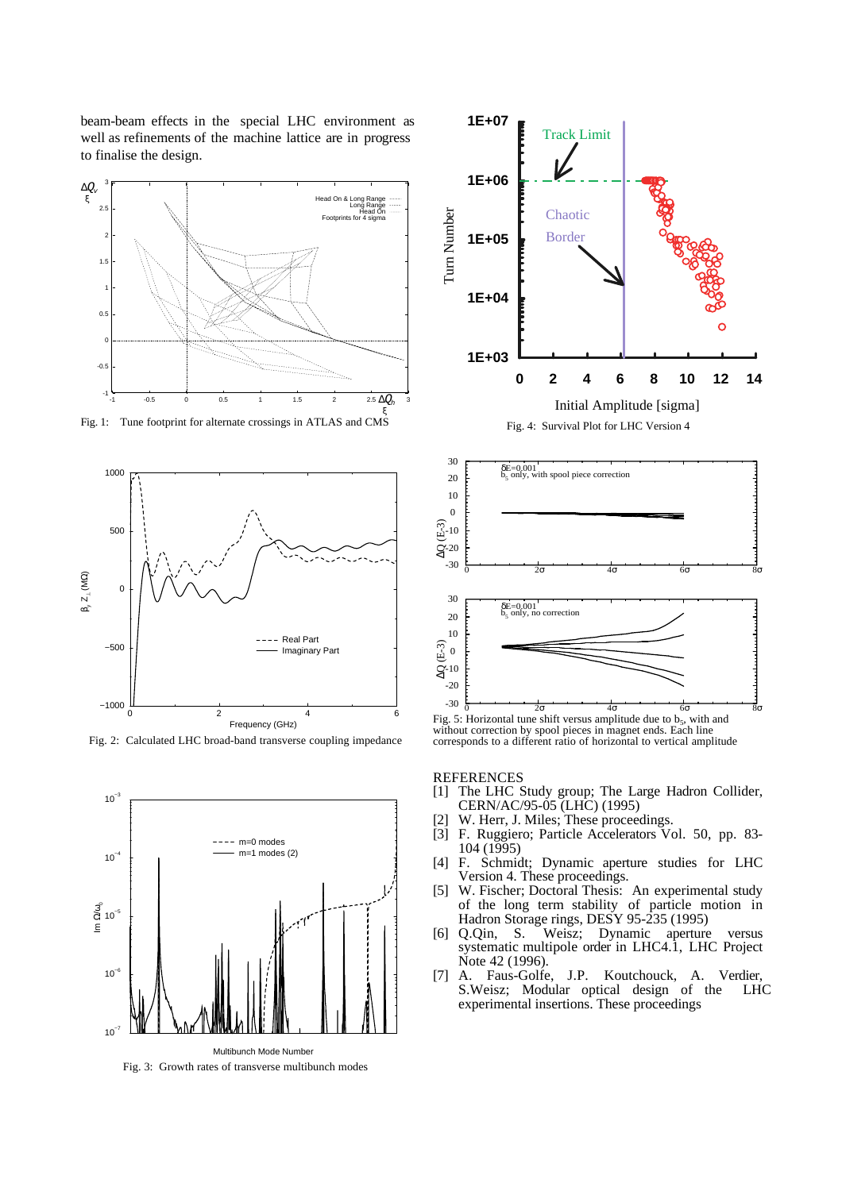beam-beam effects in the special LHC environment as well as refinements of the machine lattice are in progress to finalise the design.

$\Delta Q_v$
$\xi$
3
2.5
2
1.5
1
0.5
0
-0.5
-1
-1
-0.5
0
0.5
1
1.5
2
2.5
3
$\Delta Q_h$
$\xi$
Head On & Long Range
Long Range
Head On
Footprints for 4 sigma

Fig. 1: Tune footprint for alternate crossings in ATLAS and CMS

$\beta_y Z_\perp$ (MΩ)
1000
500
0
−500
−1000
0
2
4
6
Frequency (GHz)
Real Part
Imaginary Part

Fig. 2: Calculated LHC broad-band transverse coupling impedance

Im $\Omega/\omega_0$
$10^{-3}$
$10^{-4}$
$10^{-5}$
$10^{-6}$
$10^{-7}$
m=0 modes
m=1 modes (2)
Multibunch Mode Number

Fig. 3: Growth rates of transverse multibunch modes

Turn Number
1E+07
1E+06
1E+05
1E+04
1E+03
Track Limit
Chaotic
Border
0
2
4
6
8
10
12
14
Initial Amplitude [sigma]

Fig. 4: Survival Plot for LHC Version 4

$\Delta Q$ (E-3)
30
20
10
0
-10
-20
-30
0
2σ
4σ
6σ
8σ
δE=0.001
$b_5$ only, with spool piece correction

$\Delta Q$ (E-3)
30
20
10
0
-10
-20
-30
0
2σ
4σ
6σ
8σ
δE=0.001
$b_5$ only, no correction

Fig. 5: Horizontal tune shift versus amplitude due to $b_5$, with and without correction by spool pieces in magnet ends. Each line corresponds to a different ratio of horizontal to vertical amplitude

## REFERENCES

[1] The LHC Study group; The Large Hadron Collider, CERN/AC/95-05 (LHC) (1995)

[2] W. Herr, J. Miles; These proceedings.

[3] F. Ruggiero; Particle Accelerators Vol. 50, pp. 83-104 (1995)

[4] F. Schmidt; Dynamic aperture studies for LHC Version 4. These proceedings.

[5] W. Fischer; Doctoral Thesis: An experimental study of the long term stability of particle motion in Hadron Storage rings, DESY 95-235 (1995)

[6] Q.Qin, S. Weisz; Dynamic aperture versus systematic multipole order in LHC4.1, LHC Project Note 42 (1996).

[7] A. Faus-Golfe, J.P. Koutchouck, A. Verdier, S.Weisz; Modular optical design of the LHC experimental insertions. These proceedings